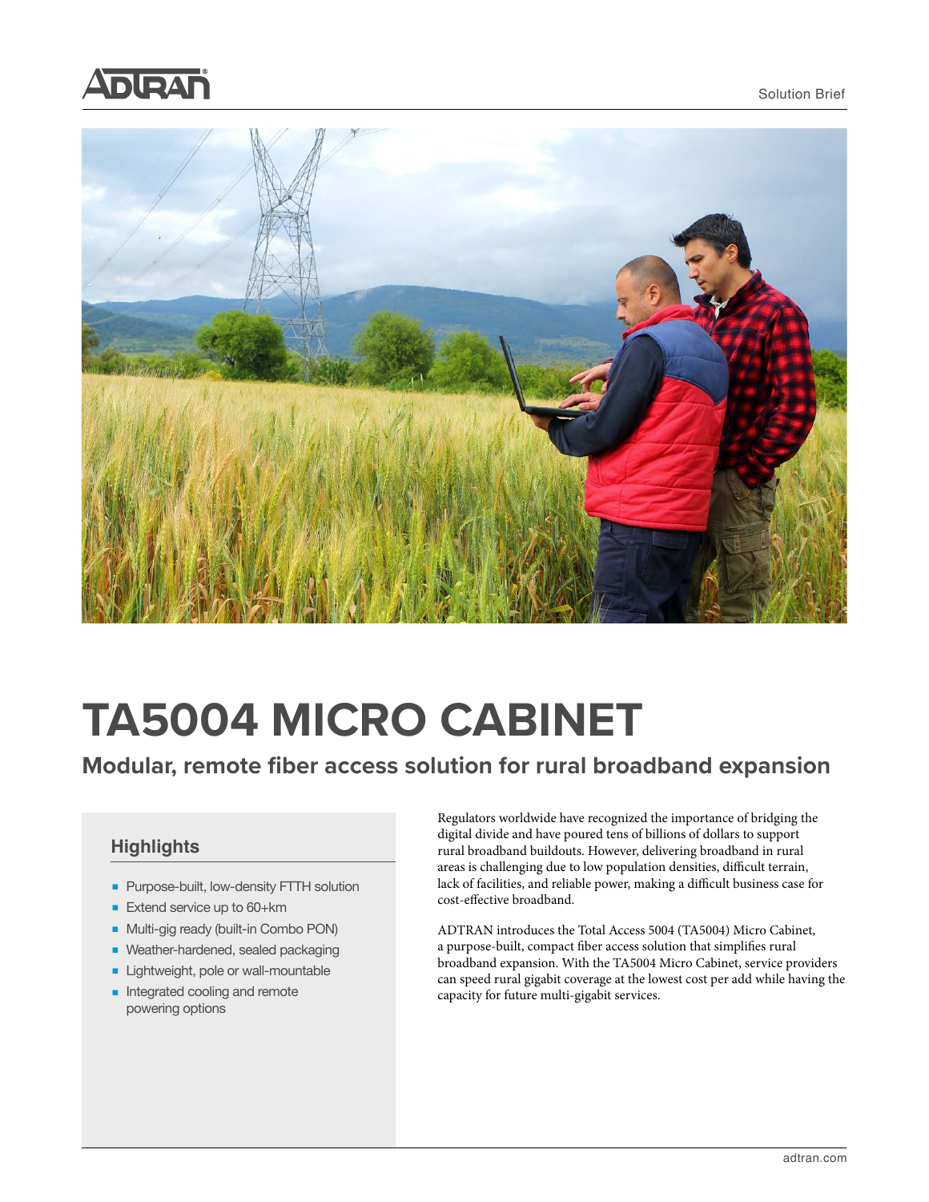Solution Brief

# TA5004 MICRO CABINET

## Modular, remote fiber access solution for rural broadband expansion

### Highlights

- Purpose-built, low-density FTTH solution
- Extend service up to 60+km
- Multi-gig ready (built-in Combo PON)
- Weather-hardened, sealed packaging
- Lightweight, pole or wall-mountable
- Integrated cooling and remote powering options

Regulators worldwide have recognized the importance of bridging the digital divide and have poured tens of billions of dollars to support rural broadband buildouts. However, delivering broadband in rural areas is challenging due to low population densities, difficult terrain, lack of facilities, and reliable power, making a difficult business case for cost-effective broadband.

ADTRAN introduces the Total Access 5004 (TA5004) Micro Cabinet, a purpose-built, compact fiber access solution that simplifies rural broadband expansion. With the TA5004 Micro Cabinet, service providers can speed rural gigabit coverage at the lowest cost per add while having the capacity for future multi-gigabit services.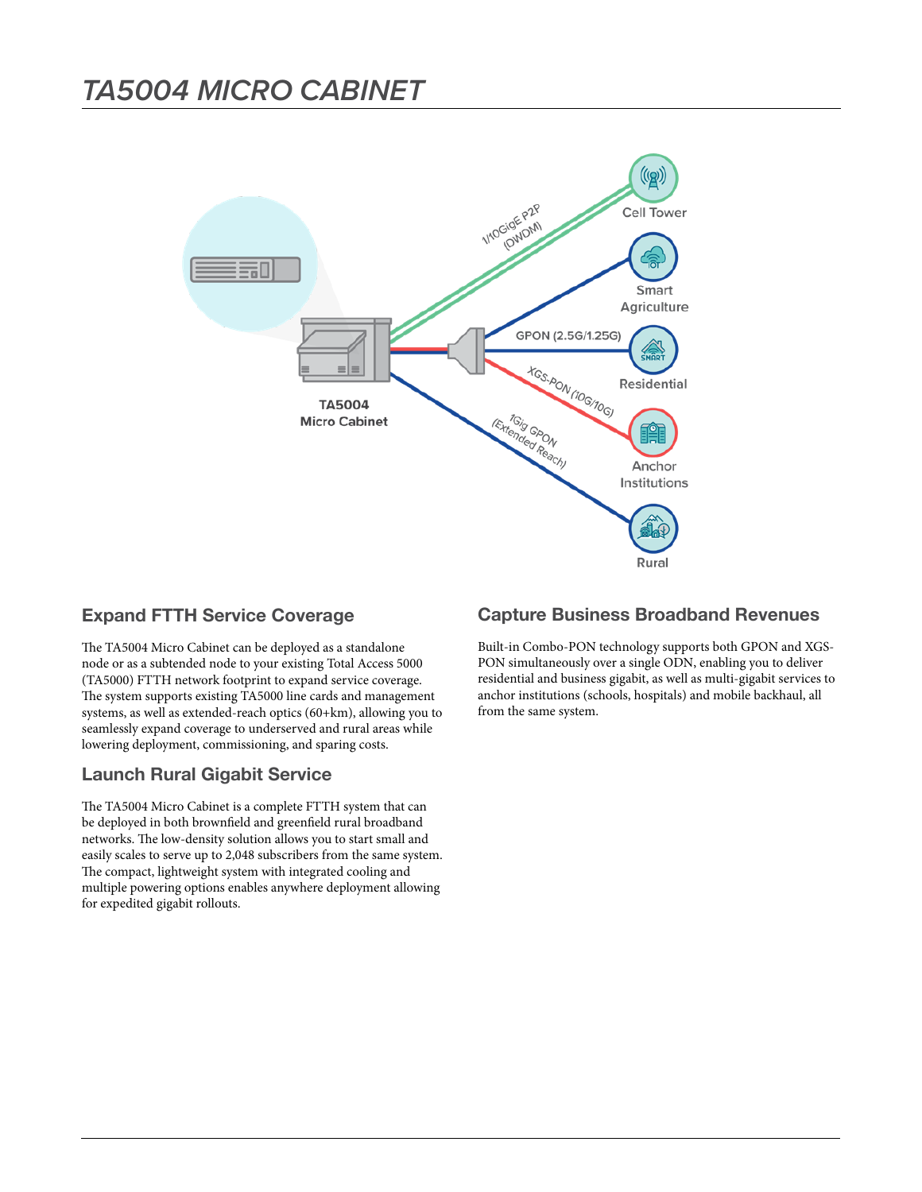# TA5004 MICRO CABINET

## Expand FTTH Service Coverage

The TA5004 Micro Cabinet can be deployed as a standalone node or as a subtended node to your existing Total Access 5000 (TA5000) FTTH network footprint to expand service coverage. The system supports existing TA5000 line cards and management systems, as well as extended-reach optics (60+km), allowing you to seamlessly expand coverage to underserved and rural areas while lowering deployment, commissioning, and sparing costs.

## Launch Rural Gigabit Service

The TA5004 Micro Cabinet is a complete FTTH system that can be deployed in both brownfield and greenfield rural broadband networks. The low-density solution allows you to start small and easily scales to serve up to 2,048 subscribers from the same system. The compact, lightweight system with integrated cooling and multiple powering options enables anywhere deployment allowing for expedited gigabit rollouts.

## Capture Business Broadband Revenues

Built-in Combo-PON technology supports both GPON and XGS-PON simultaneously over a single ODN, enabling you to deliver residential and business gigabit, as well as multi-gigabit services to anchor institutions (schools, hospitals) and mobile backhaul, all from the same system.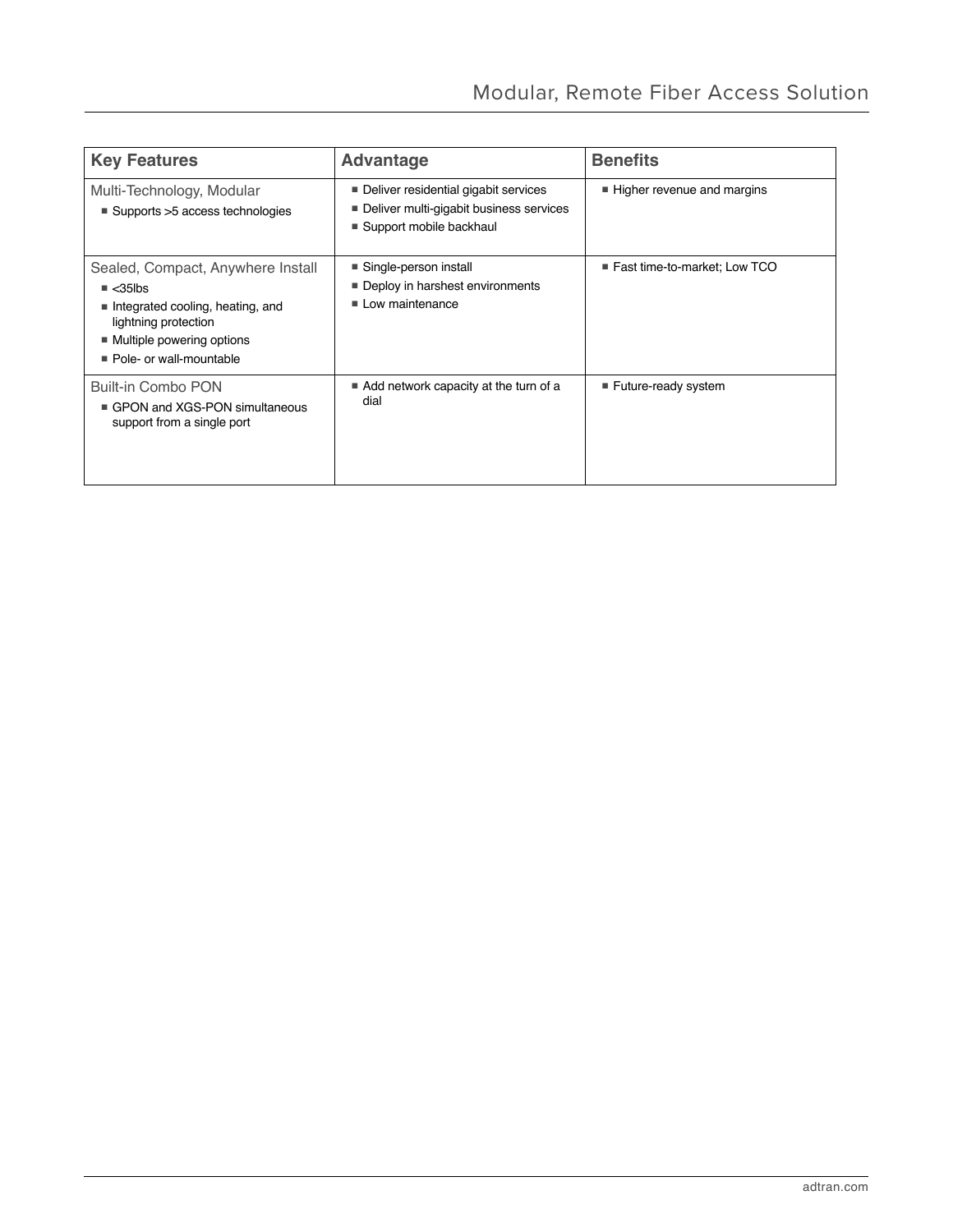| Key Features | Advantage | Benefits |
|---|---|---|
| Multi-Technology, Modular<br>■ Supports >5 access technologies | ■ Deliver residential gigabit services<br>■ Deliver multi-gigabit business services<br>■ Support mobile backhaul | ■ Higher revenue and margins |
| Sealed, Compact, Anywhere Install<br>■ <35lbs<br>■ Integrated cooling, heating, and lightning protection<br>■ Multiple powering options<br>■ Pole- or wall-mountable | ■ Single-person install<br>■ Deploy in harshest environments<br>■ Low maintenance | ■ Fast time-to-market; Low TCO |
| Built-in Combo PON<br>■ GPON and XGS-PON simultaneous support from a single port | ■ Add network capacity at the turn of a dial | ■ Future-ready system |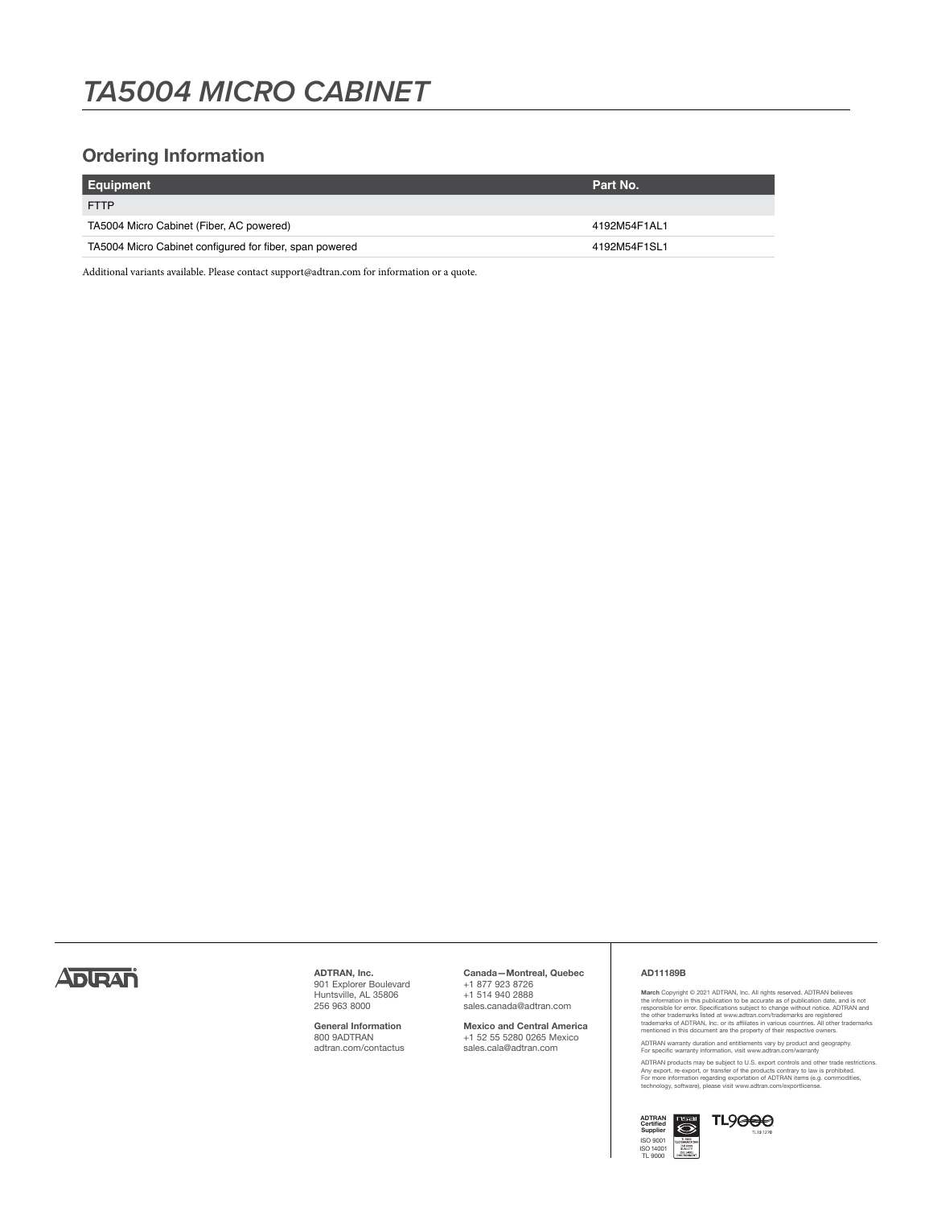# TA5004 MICRO CABINET

## Ordering Information

| Equipment | Part No. |
|---|---|
| FTTP | |
| TA5004 Micro Cabinet (Fiber, AC powered) | 4192M54F1AL1 |
| TA5004 Micro Cabinet configured for fiber, span powered | 4192M54F1SL1 |

Additional variants available. Please contact support@adtran.com for information or a quote.

**ADTRAN, Inc.**
901 Explorer Boulevard
Huntsville, AL 35806
256 963 8000

**General Information**
800 9ADTRAN
adtran.com/contactus

**Canada—Montreal, Quebec**
+1 877 923 8726
+1 514 940 2888
sales.canada@adtran.com

**Mexico and Central America**
+1 52 55 5280 0265 Mexico
sales.cala@adtran.com

**AD11189B**

**March** Copyright © 2021 ADTRAN, Inc. All rights reserved. ADTRAN believes the information in this publication to be accurate as of publication date, and is not responsible for error. Specifications subject to change without notice. ADTRAN and the other trademarks listed at www.adtran.com/trademarks are registered trademarks of ADTRAN, Inc. or its affiliates in various countries. All other trademarks mentioned in this document are the property of their respective owners.

ADTRAN warranty duration and entitlements vary by product and geography. For specific warranty information, visit www.adtran.com/warranty

ADTRAN products may be subject to U.S. export controls and other trade restrictions. Any export, re-export, or transfer of the products contrary to law is prohibited. For more information regarding exportation of ADTRAN items (e.g. commodities, technology, software), please visit www.adtran.com/exportlicense.

**ADTRAN Certified Supplier**
ISO 9001
ISO 14001
TL 9000